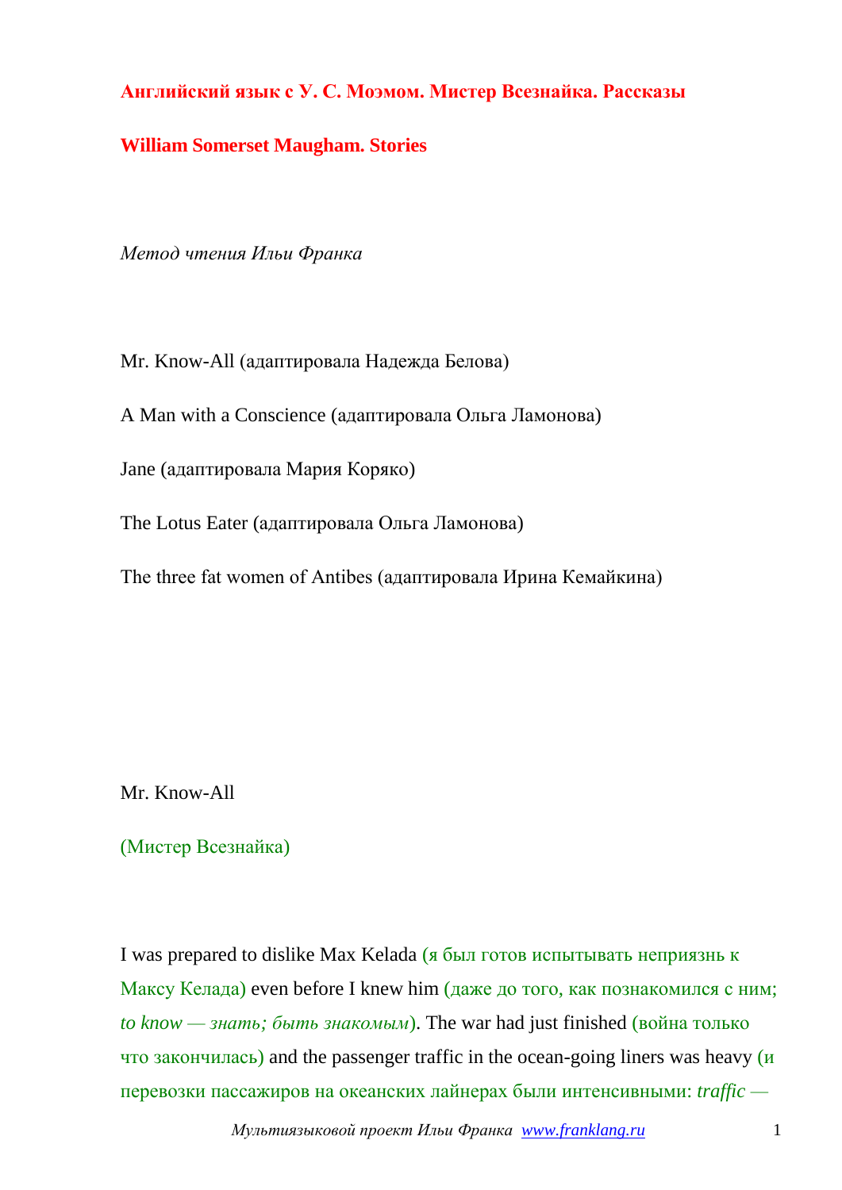**Английский язык с У. С. Моэмом. Мистер Всезнайка. Рассказы**

**William Somerset Maugham. Stories**

*Метод чтения Ильи Франка*

Mr. Know-All (адаптировала Надежда Белова)

A Man with a Conscience (адаптировала Ольга Ламонова)

Jane (адаптировала Мария Коряко)

The Lotus Eater (адаптировала Ольга Ламонова)

The three fat women of Antibes (адаптировала Ирина Кемайкина)

## Mr. Know-All

(Мистер Всезнайка)

I was prepared to dislike Max Kelada (я был готов испытывать неприязнь к Максу Келада) even before I knew him (даже до того, как познакомился с ним; *to know — знать; быть знакомым*). The war had just finished (война только что закончилась) and the passenger traffic in the ocean-going liners was heavy (и перевозки пассажиров на океанских лайнерах были интенсивными: *traffic —*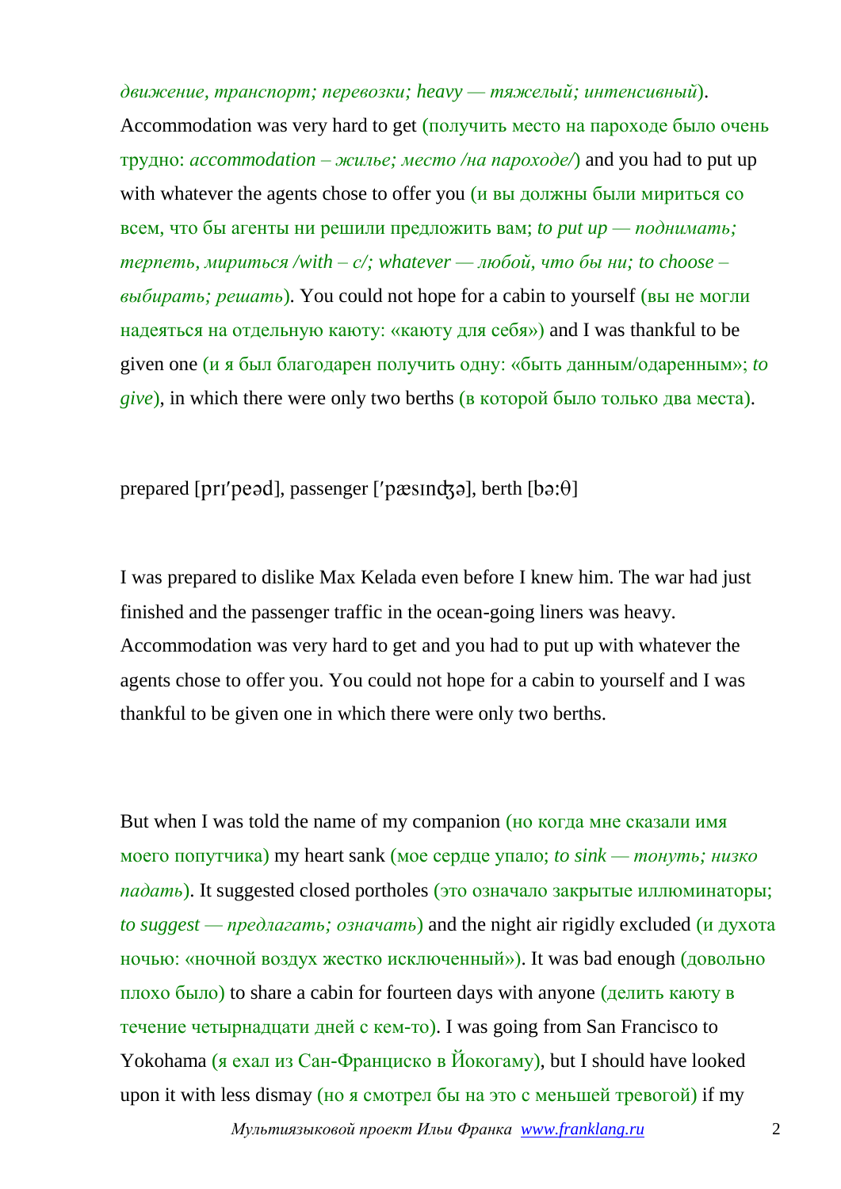*движение, транспорт; перевозки; heavy — тяжелый; интенсивный*). Accommodation was very hard to get (получить место на пароходе было очень трудно: *accommodation – жилье; место /на пароходе/*) and you had to put up with whatever the agents chose to offer you (и вы должны были мириться со всем, что бы агенты ни решили предложить вам; *to put up — поднимать; терпеть, мириться /with – с/; whatever — любой, что бы ни; to choose – выбирать; решать*). You could not hope for a cabin to yourself (вы не могли надеяться на отдельную каюту: «каюту для себя») and I was thankful to be given one (и я был благодарен получить одну: «быть данным/одаренным»; *to give*), in which there were only two berths (в которой было только два места).

prepared [prɪ'peəd], passenger ['pæsɪnʤə], berth [bə:θ]

I was prepared to dislike Max Kelada even before I knew him. The war had just finished and the passenger traffic in the ocean-going liners was heavy. Accommodation was very hard to get and you had to put up with whatever the agents chose to offer you. You could not hope for a cabin to yourself and I was thankful to be given one in which there were only two berths.

But when I was told the name of my companion (но когда мне сказали имя моего попутчика) my heart sank (мое сердце упало; *to sink — тонуть; низко падать*). It suggested closed portholes (это означало закрытые иллюминаторы; *to suggest — предлагать; означать*) and the night air rigidly excluded (и духота ночью: «ночной воздух жестко исключенный»). It was bad enough (довольно плохо было) to share a cabin for fourteen days with anyone (делить каюту в течение четырнадцати дней с кем-то). I was going from San Francisco to Yokohama (я ехал из Сан-Франциско в Йокогаму), but I should have looked upon it with less dismay (но я смотрел бы на это с меньшей тревогой) if my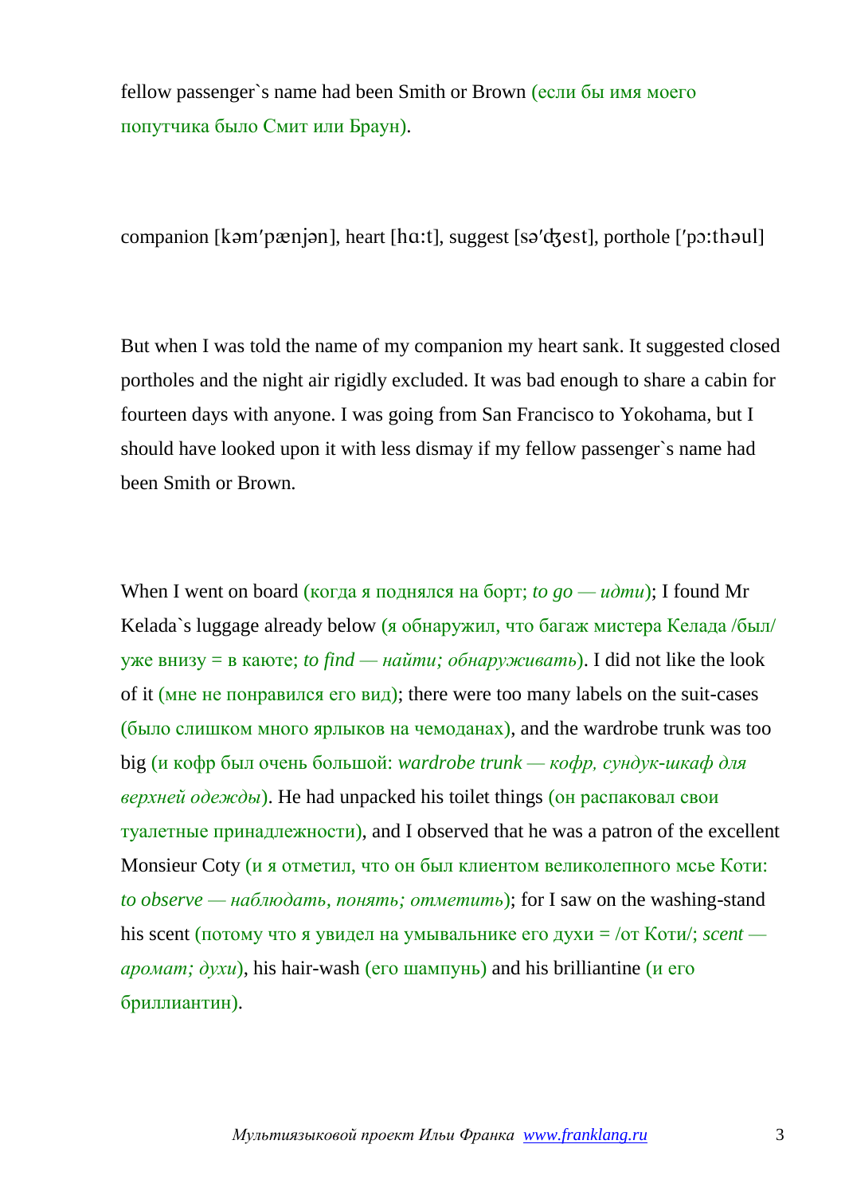fellow passenger`s name had been Smith or Brown (если бы имя моего попутчика было Смит или Браун).

companion [kəmˈpænjən], heart [hɑ:t], suggest [səˈʤest], porthole [ˈpɔ:thəul]

But when I was told the name of my companion my heart sank. It suggested closed portholes and the night air rigidly excluded. It was bad enough to share a cabin for fourteen days with anyone. I was going from San Francisco to Yokohama, but I should have looked upon it with less dismay if my fellow passenger`s name had been Smith or Brown.

When I went on board (когда я поднялся на борт; *to go — идти*); I found Mr Kelada`s luggage already below (я обнаружил, что багаж мистера Келада /был/ уже внизу = в каюте; *to find — найти; обнаруживать*). I did not like the look of it (мне не понравился его вид); there were too many labels on the suit-cases (было слишком много ярлыков на чемоданах), and the wardrobe trunk was too big (и кофр был очень большой: *wardrobe trunk — кофр, сундук-шкаф для верхней одежды*). He had unpacked his toilet things (он распаковал свои туалетные принадлежности), and I observed that he was a patron of the excellent Monsieur Coty (и я отметил, что он был клиентом великолепного мсье Коти: *to observe — наблюдать, понять; отметить*); for I saw on the washing-stand his scent (потому что я увидел на умывальнике его духи = /от Коти/; *scent — аромат; духи*), his hair-wash (его шампунь) and his brilliantine (и его бриллиантин).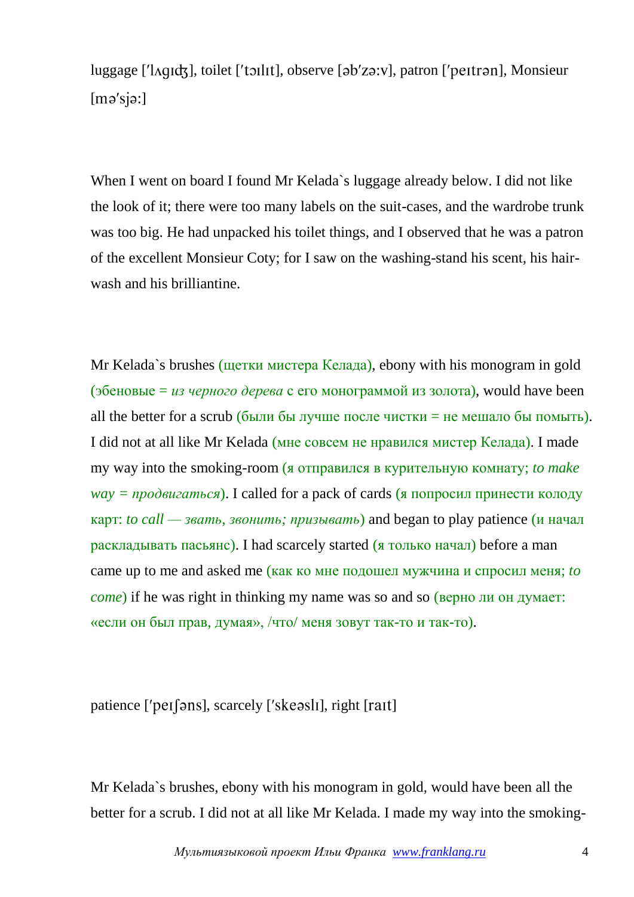luggage [ˈlʌgɪʤ], toilet [ˈtɔɪlɪt], observe [əbˈzə:v], patron [ˈpeɪtrən], Monsieur [məˈsjə:]

When I went on board I found Mr Kelada`s luggage already below. I did not like the look of it; there were too many labels on the suit-cases, and the wardrobe trunk was too big. He had unpacked his toilet things, and I observed that he was a patron of the excellent Monsieur Coty; for I saw on the washing-stand his scent, his hair-wash and his brilliantine.

Mr Kelada`s brushes (щетки мистера Келада), ebony with his monogram in gold (эбеновые = *из черного дерева* с его монограммой из золота), would have been all the better for a scrub (были бы лучше после чистки = не мешало бы помыть). I did not at all like Mr Kelada (мне совсем не нравился мистер Келада). I made my way into the smoking-room (я отправился в курительную комнату; *to make way = продвигаться*). I called for a pack of cards (я попросил принести колоду карт: *to call — звать, звонить; призывать*) and began to play patience (и начал раскладывать пасьянс). I had scarcely started (я только начал) before a man came up to me and asked me (как ко мне подошел мужчина и спросил меня; *to come*) if he was right in thinking my name was so and so (верно ли он думает: «если он был прав, думая», /что/ меня зовут так-то и так-то).

patience [ˈpeɪʃəns], scarcely [ˈskeəslɪ], right [raɪt]

Mr Kelada`s brushes, ebony with his monogram in gold, would have been all the better for a scrub. I did not at all like Mr Kelada. I made my way into the smoking-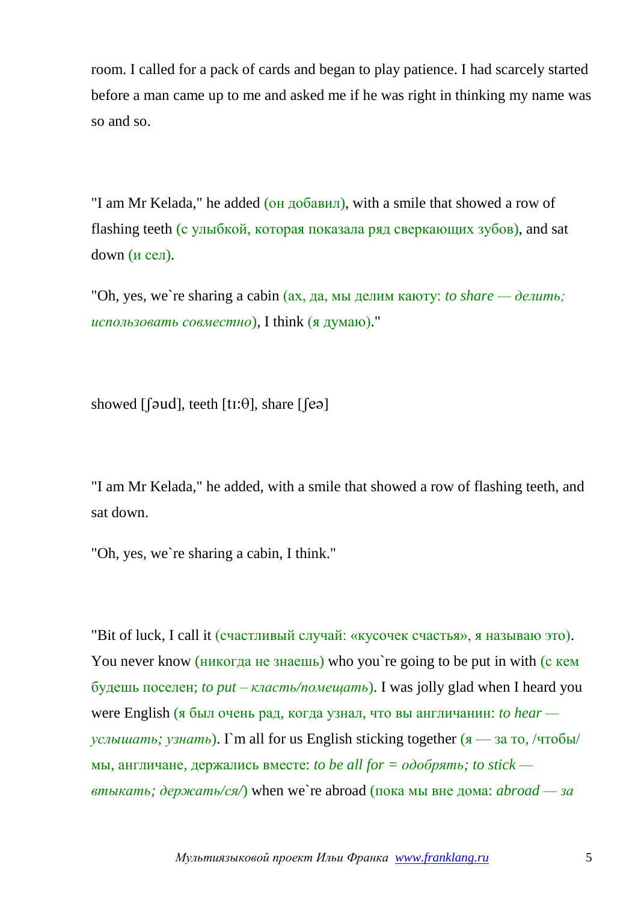room. I called for a pack of cards and began to play patience. I had scarcely started before a man came up to me and asked me if he was right in thinking my name was so and so.

"I am Mr Kelada," he added (он добавил), with a smile that showed a row of flashing teeth (с улыбкой, которая показала ряд сверкающих зубов), and sat down (и сел).

"Oh, yes, we`re sharing a cabin (ах, да, мы делим каюту: *to share — делить; использовать совместно*), I think (я думаю)."

showed [ʃəud], teeth [tɪ:θ], share [ʃeə]

"I am Mr Kelada," he added, with a smile that showed a row of flashing teeth, and sat down.

"Oh, yes, we`re sharing a cabin, I think."

"Bit of luck, I call it (счастливый случай: «кусочек счастья», я называю это). You never know (никогда не знаешь) who you`re going to be put in with (с кем будешь поселен; *to put – класть/помещать*). I was jolly glad when I heard you were English (я был очень рад, когда узнал, что вы англичанин: *to hear — услышать; узнать*). I`m all for us English sticking together (я — за то, /чтобы/ мы, англичане, держались вместе: *to be all for = одобрять; to stick — втыкать; держать/ся/*) when we`re abroad (пока мы вне дома: *abroad — за*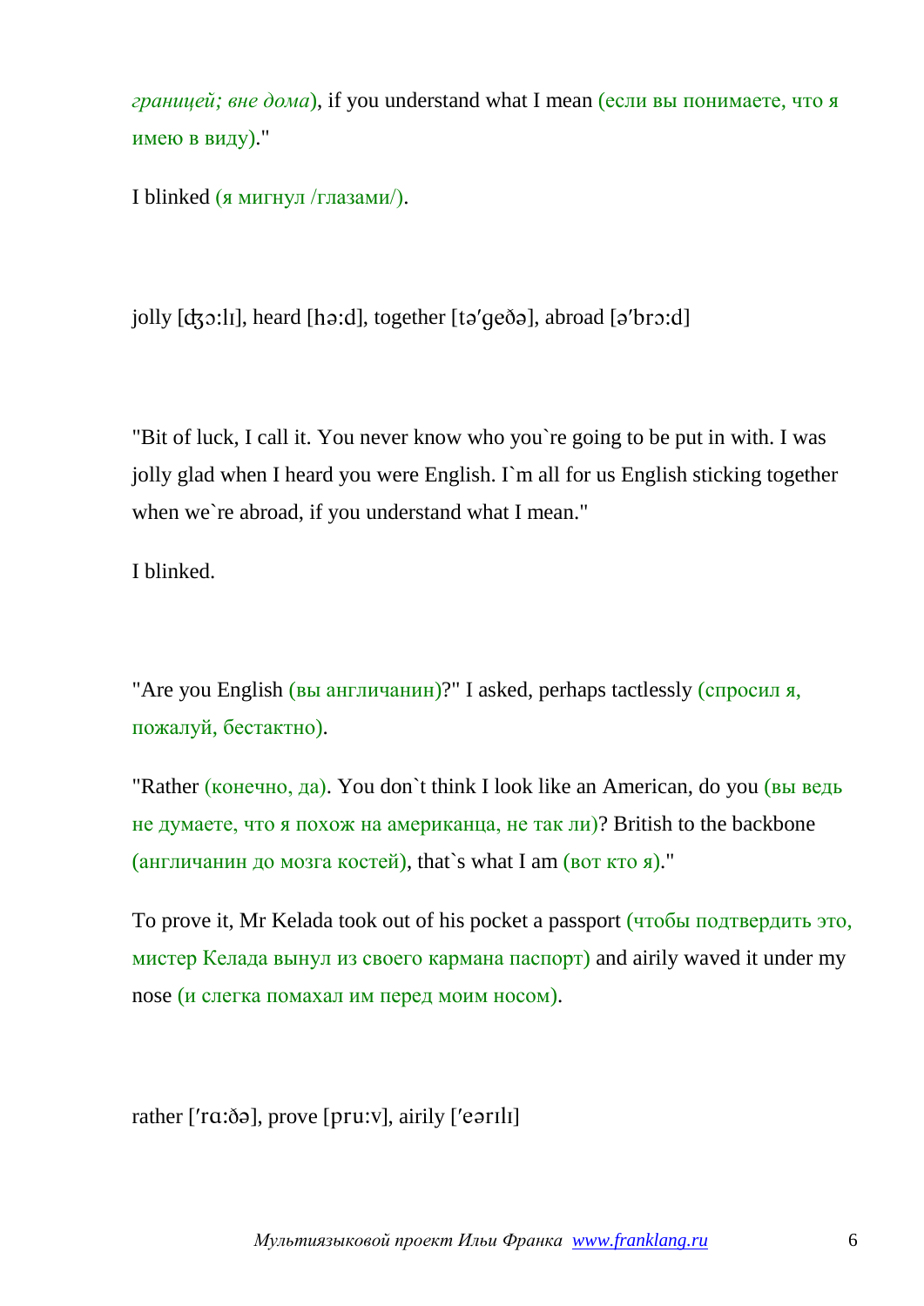*границей; вне дома*), if you understand what I mean (если вы понимаете, что я имею в виду)."

I blinked (я мигнул /глазами/).

jolly [ʤɔ:lɪ], heard [hə:d], together [tə'geðə], abroad [ə'brɔ:d]

"Bit of luck, I call it. You never know who you`re going to be put in with. I was jolly glad when I heard you were English. I`m all for us English sticking together when we`re abroad, if you understand what I mean."

I blinked.

"Are you English (вы англичанин)?" I asked, perhaps tactlessly (спросил я, пожалуй, бестактно).

"Rather (конечно, да). You don`t think I look like an American, do you (вы ведь не думаете, что я похож на американца, не так ли)? British to the backbone (англичанин до мозга костей), that`s what I am (вот кто я)."

To prove it, Mr Kelada took out of his pocket a passport (чтобы подтвердить это, мистер Келада вынул из своего кармана паспорт) and airily waved it under my nose (и слегка помахал им перед моим носом).

rather ['rɑ:ðə], prove [pru:v], airily ['eərɪlɪ]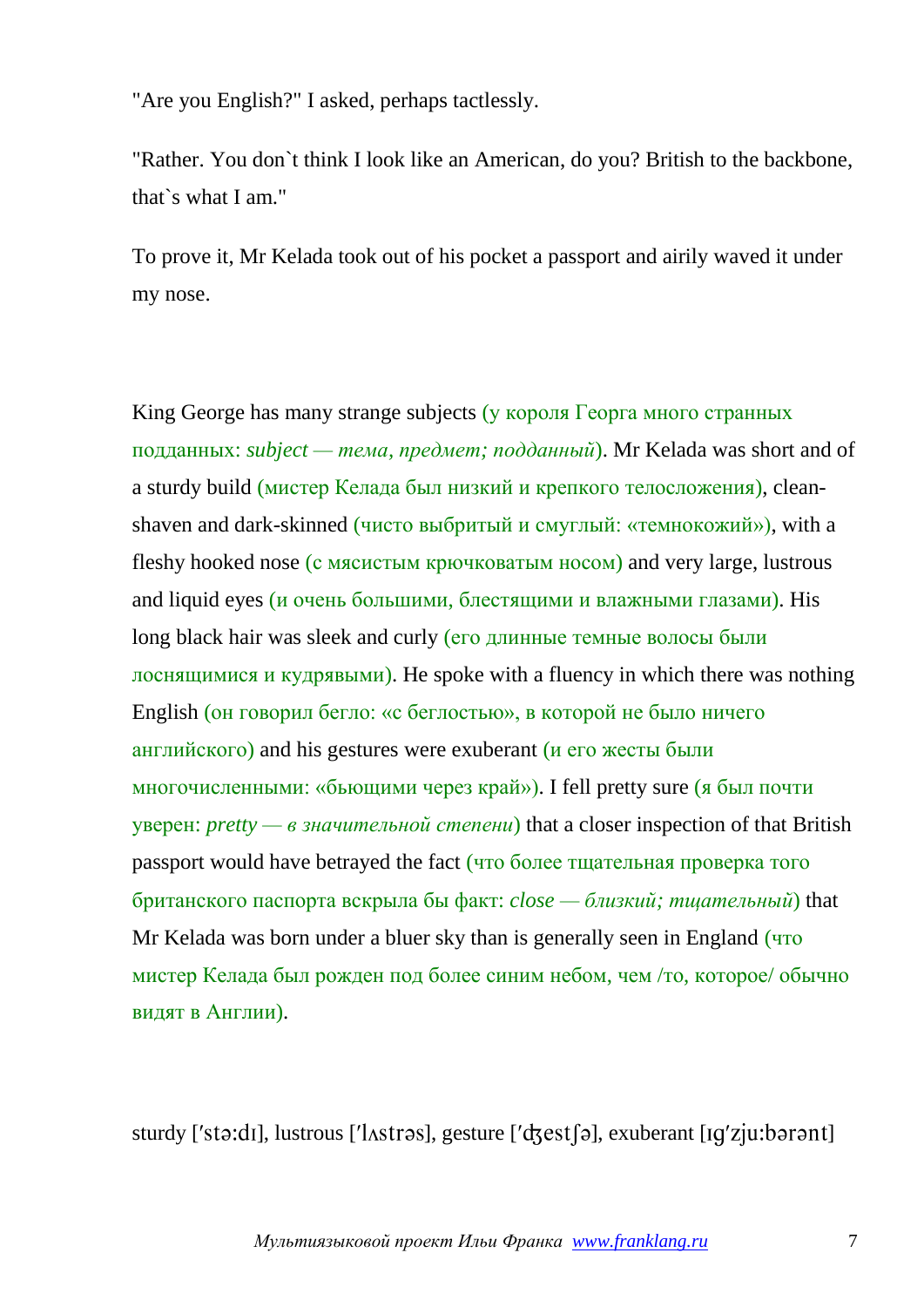"Are you English?" I asked, perhaps tactlessly.

"Rather. You don`t think I look like an American, do you? British to the backbone, that`s what I am."

To prove it, Mr Kelada took out of his pocket a passport and airily waved it under my nose.

King George has many strange subjects (у короля Георга много странных подданных: *subject — тема, предмет; подданный*). Mr Kelada was short and of a sturdy build (мистер Келада был низкий и крепкого телосложения), clean-shaven and dark-skinned (чисто выбритый и смуглый: «темнокожий»), with a fleshy hooked nose (с мясистым крючковатым носом) and very large, lustrous and liquid eyes (и очень большими, блестящими и влажными глазами). His long black hair was sleek and curly (его длинные темные волосы были лоснящимися и кудрявыми). He spoke with a fluency in which there was nothing English (он говорил бегло: «с беглостью», в которой не было ничего английского) and his gestures were exuberant (и его жесты были многочисленными: «бьющими через край»). I fell pretty sure (я был почти уверен: *pretty — в значительной степени*) that a closer inspection of that British passport would have betrayed the fact (что более тщательная проверка того британского паспорта вскрыла бы факт: *close — близкий; тщательный*) that Mr Kelada was born under a bluer sky than is generally seen in England (что мистер Келада был рожден под более синим небом, чем /то, которое/ обычно видят в Англии).

sturdy [ˈstə:dɪ], lustrous [ˈlʌstrəs], gesture [ˈʤestʃə], exuberant [ɪgˈzju:bərənt]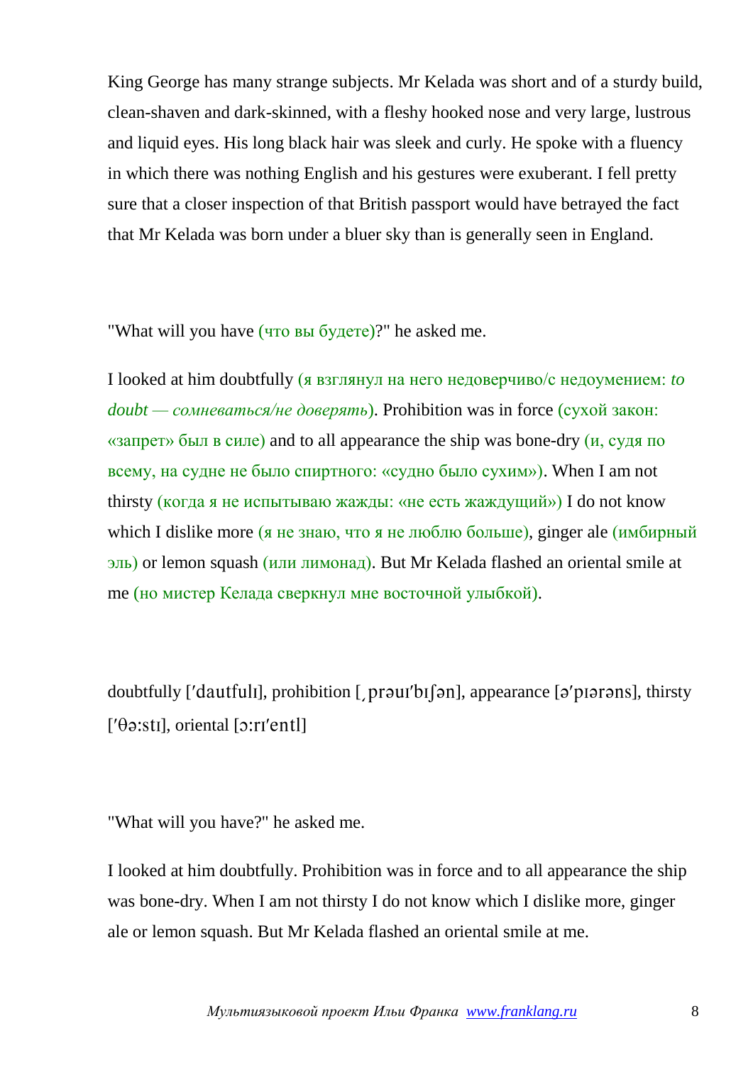King George has many strange subjects. Mr Kelada was short and of a sturdy build, clean-shaven and dark-skinned, with a fleshy hooked nose and very large, lustrous and liquid eyes. His long black hair was sleek and curly. He spoke with a fluency in which there was nothing English and his gestures were exuberant. I fell pretty sure that a closer inspection of that British passport would have betrayed the fact that Mr Kelada was born under a bluer sky than is generally seen in England.

"What will you have (что вы будете)?" he asked me.

I looked at him doubtfully (я взглянул на него недоверчиво/с недоумением: *to doubt — сомневаться/не доверять*). Prohibition was in force (сухой закон: «запрет» был в силе) and to all appearance the ship was bone-dry (и, судя по всему, на судне не было спиртного: «судно было сухим»). When I am not thirsty (когда я не испытываю жажды: «не есть жаждущий») I do not know which I dislike more (я не знаю, что я не люблю больше), ginger ale (имбирный эль) or lemon squash (или лимонад). But Mr Kelada flashed an oriental smile at me (но мистер Келада сверкнул мне восточной улыбкой).

doubtfully [ˈdautfulɪ], prohibition [ˌprəuɪˈbɪʃən], appearance [əˈpɪərəns], thirsty [ˈθəːstɪ], oriental [ɔːrɪˈentl]

"What will you have?" he asked me.

I looked at him doubtfully. Prohibition was in force and to all appearance the ship was bone-dry. When I am not thirsty I do not know which I dislike more, ginger ale or lemon squash. But Mr Kelada flashed an oriental smile at me.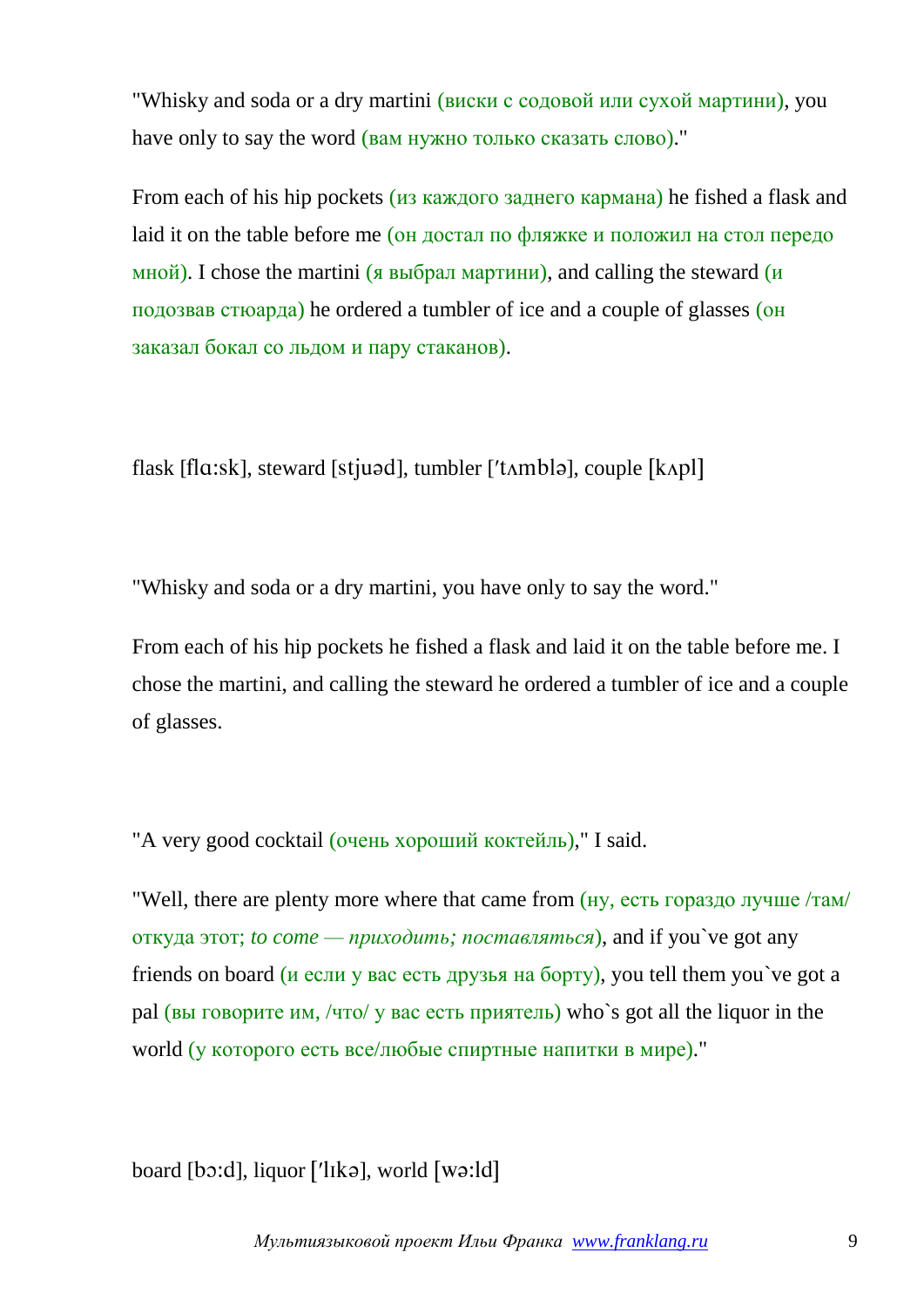"Whisky and soda or a dry martini (виски с содовой или сухой мартини), you have only to say the word (вам нужно только сказать слово)."

From each of his hip pockets (из каждого заднего кармана) he fished a flask and laid it on the table before me (он достал по фляжке и положил на стол передо мной). I chose the martini (я выбрал мартини), and calling the steward (и подозвав стюарда) he ordered a tumbler of ice and a couple of glasses (он заказал бокал со льдом и пару стаканов).

flask [flɑ:sk], steward [stjuəd], tumbler ['tʌmblə], couple [kʌpl]

"Whisky and soda or a dry martini, you have only to say the word."

From each of his hip pockets he fished a flask and laid it on the table before me. I chose the martini, and calling the steward he ordered a tumbler of ice and a couple of glasses.

"A very good cocktail (очень хороший коктейль)," I said.

"Well, there are plenty more where that came from (ну, есть гораздо лучше /там/ откуда этот; *to come — приходить; поставляться*), and if you`ve got any friends on board (и если у вас есть друзья на борту), you tell them you`ve got a pal (вы говорите им, /что/ у вас есть приятель) who`s got all the liquor in the world (у которого есть все/любые спиртные напитки в мире)."

board [bɔ:d], liquor ['lɪkə], world [wə:ld]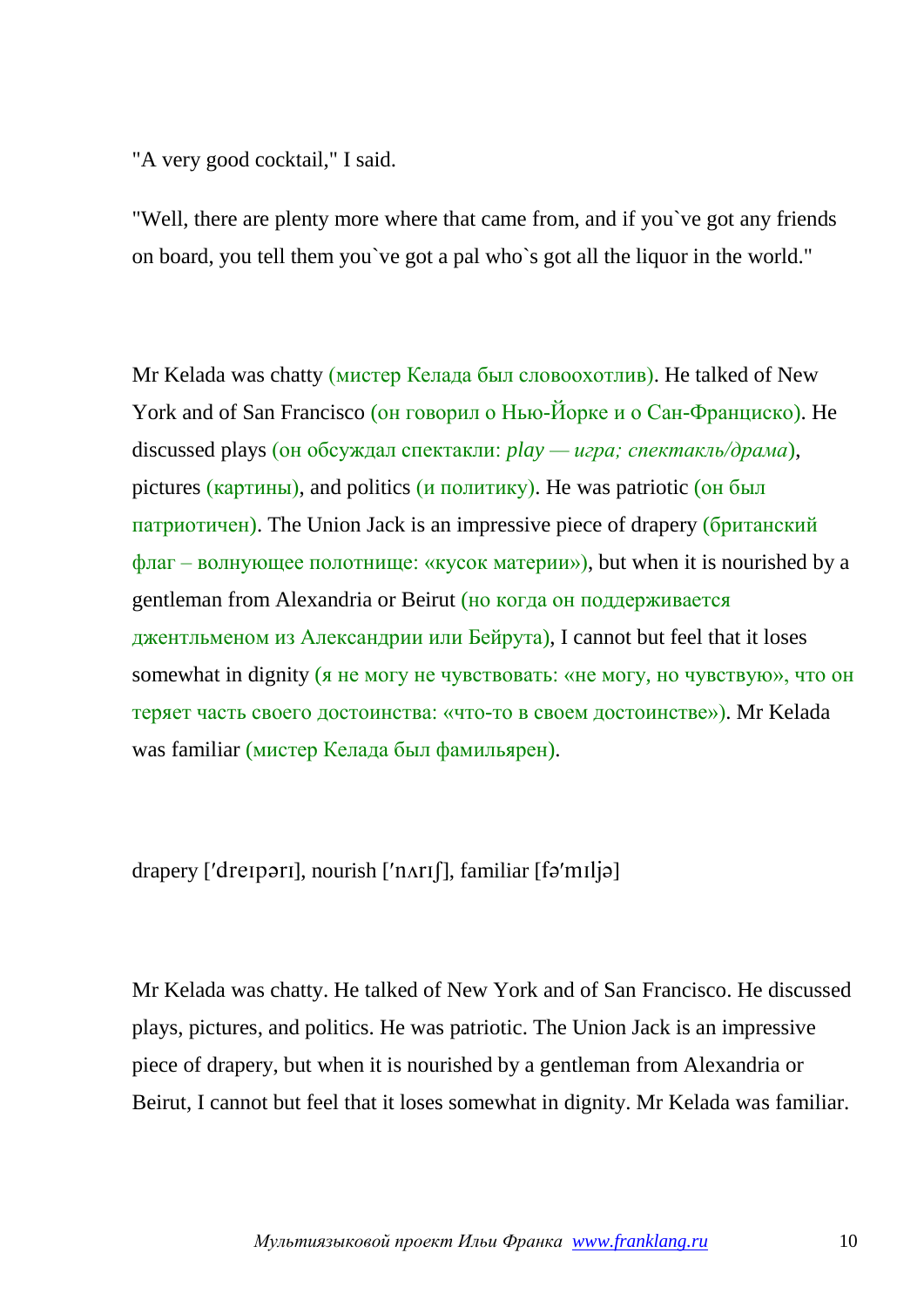"A very good cocktail," I said.

"Well, there are plenty more where that came from, and if you`ve got any friends on board, you tell them you`ve got a pal who`s got all the liquor in the world."

Mr Kelada was chatty (мистер Келада был словоохотлив). He talked of New York and of San Francisco (он говорил о Нью-Йорке и о Сан-Франциско). He discussed plays (он обсуждал спектакли: *play — игра; спектакль/драма*), pictures (картины), and politics (и политику). He was patriotic (он был патриотичен). The Union Jack is an impressive piece of drapery (британский флаг – волнующее полотнище: «кусок материи»), but when it is nourished by a gentleman from Alexandria or Beirut (но когда он поддерживается джентльменом из Александрии или Бейрута), I cannot but feel that it loses somewhat in dignity (я не могу не чувствовать: «не могу, но чувствую», что он теряет часть своего достоинства: «что-то в своем достоинстве»). Mr Kelada was familiar (мистер Келада был фамильярен).

drapery [ˈdreɪpərɪ], nourish [ˈnʌrɪʃ], familiar [fəˈmɪljə]

Mr Kelada was chatty. He talked of New York and of San Francisco. He discussed plays, pictures, and politics. He was patriotic. The Union Jack is an impressive piece of drapery, but when it is nourished by a gentleman from Alexandria or Beirut, I cannot but feel that it loses somewhat in dignity. Mr Kelada was familiar.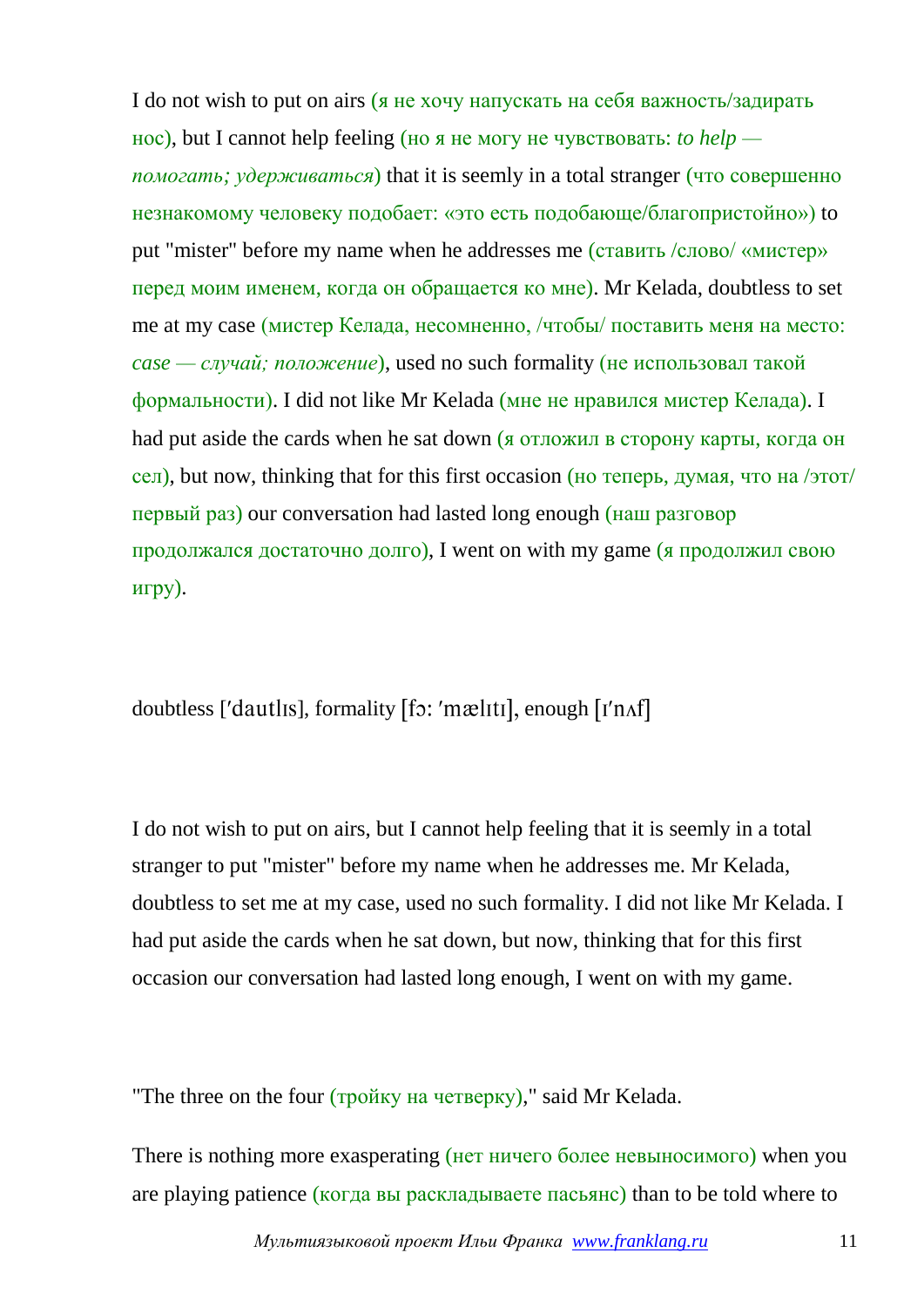I do not wish to put on airs (я не хочу напускать на себя важность/задирать нос), but I cannot help feeling (но я не могу не чувствовать: *to help — помогать; удерживаться*) that it is seemly in a total stranger (что совершенно незнакомому человеку подобает: «это есть подобающе/благопристойно») to put "mister" before my name when he addresses me (ставить /слово/ «мистер» перед моим именем, когда он обращается ко мне). Mr Kelada, doubtless to set me at my case (мистер Келада, несомненно, /чтобы/ поставить меня на место: *case — случай; положение*), used no such formality (не использовал такой формальности). I did not like Mr Kelada (мне не нравился мистер Келада). I had put aside the cards when he sat down (я отложил в сторону карты, когда он сел), but now, thinking that for this first occasion (но теперь, думая, что на /этот/ первый раз) our conversation had lasted long enough (наш разговор продолжался достаточно долго), I went on with my game (я продолжил свою игру).

doubtless [ˈdautlɪs], formality [fɔ: ˈmælɪtɪ], enough [ɪˈnʌf]

I do not wish to put on airs, but I cannot help feeling that it is seemly in a total stranger to put "mister" before my name when he addresses me. Mr Kelada, doubtless to set me at my case, used no such formality. I did not like Mr Kelada. I had put aside the cards when he sat down, but now, thinking that for this first occasion our conversation had lasted long enough, I went on with my game.

"The three on the four (тройку на четверку)," said Mr Kelada.

There is nothing more exasperating (нет ничего более невыносимого) when you are playing patience (когда вы раскладываете пасьянс) than to be told where to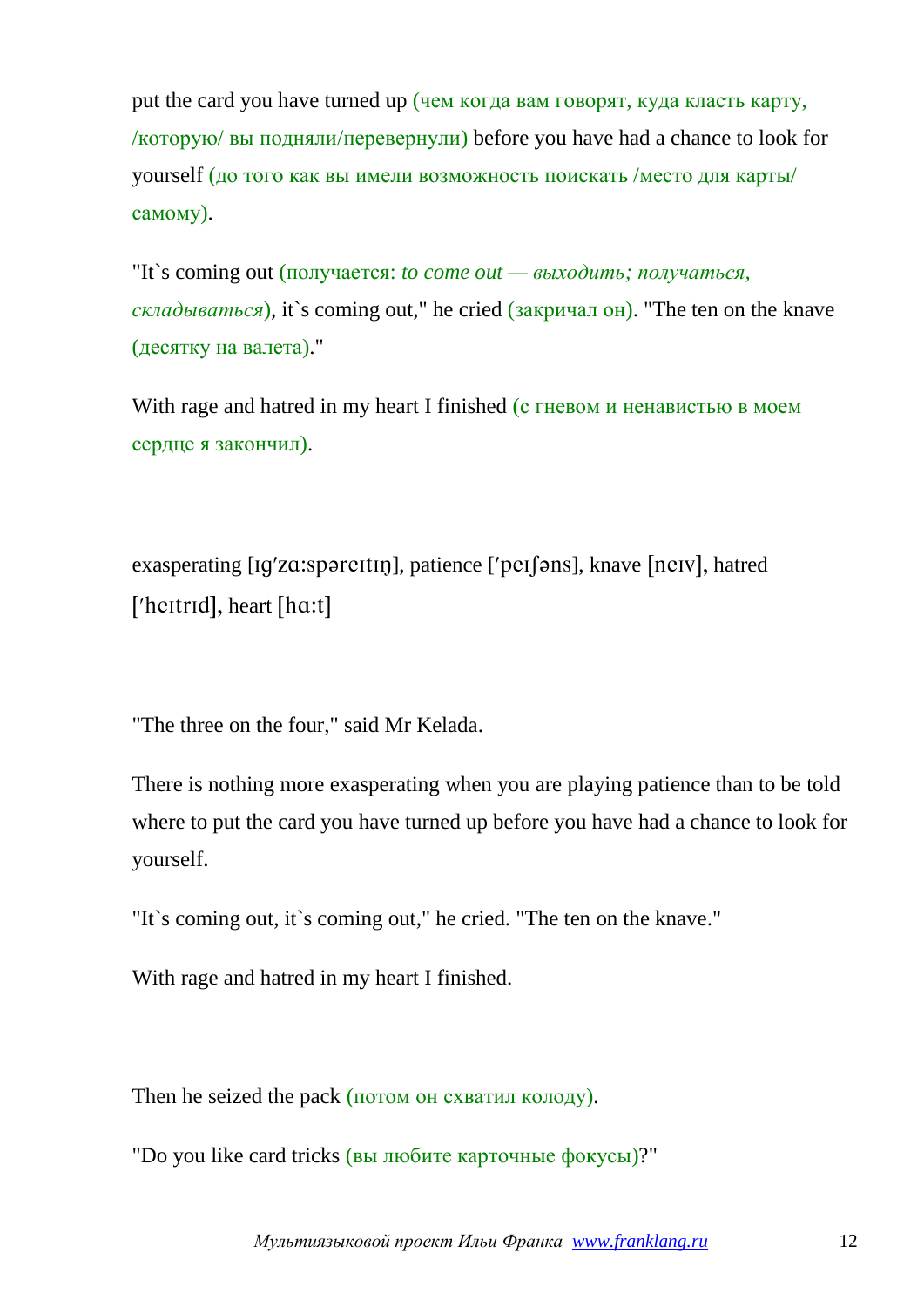put the card you have turned up (чем когда вам говорят, куда класть карту, /которую/ вы подняли/перевернули) before you have had a chance to look for yourself (до того как вы имели возможность поискать /место для карты/ самому).

"It`s coming out (получается: *to come out — выходить; получаться, складываться*), it`s coming out," he cried (закричал он). "The ten on the knave (десятку на валета)."

With rage and hatred in my heart I finished (с гневом и ненавистью в моем сердце я закончил).

exasperating [ɪɡ'zɑ:spəreɪtɪŋ], patience ['peɪʃəns], knave [neɪv], hatred ['heɪtrɪd], heart [hɑ:t]

"The three on the four," said Mr Kelada.

There is nothing more exasperating when you are playing patience than to be told where to put the card you have turned up before you have had a chance to look for yourself.

"It`s coming out, it`s coming out," he cried. "The ten on the knave."

With rage and hatred in my heart I finished.

Then he seized the pack (потом он схватил колоду).

"Do you like card tricks (вы любите карточные фокусы)?"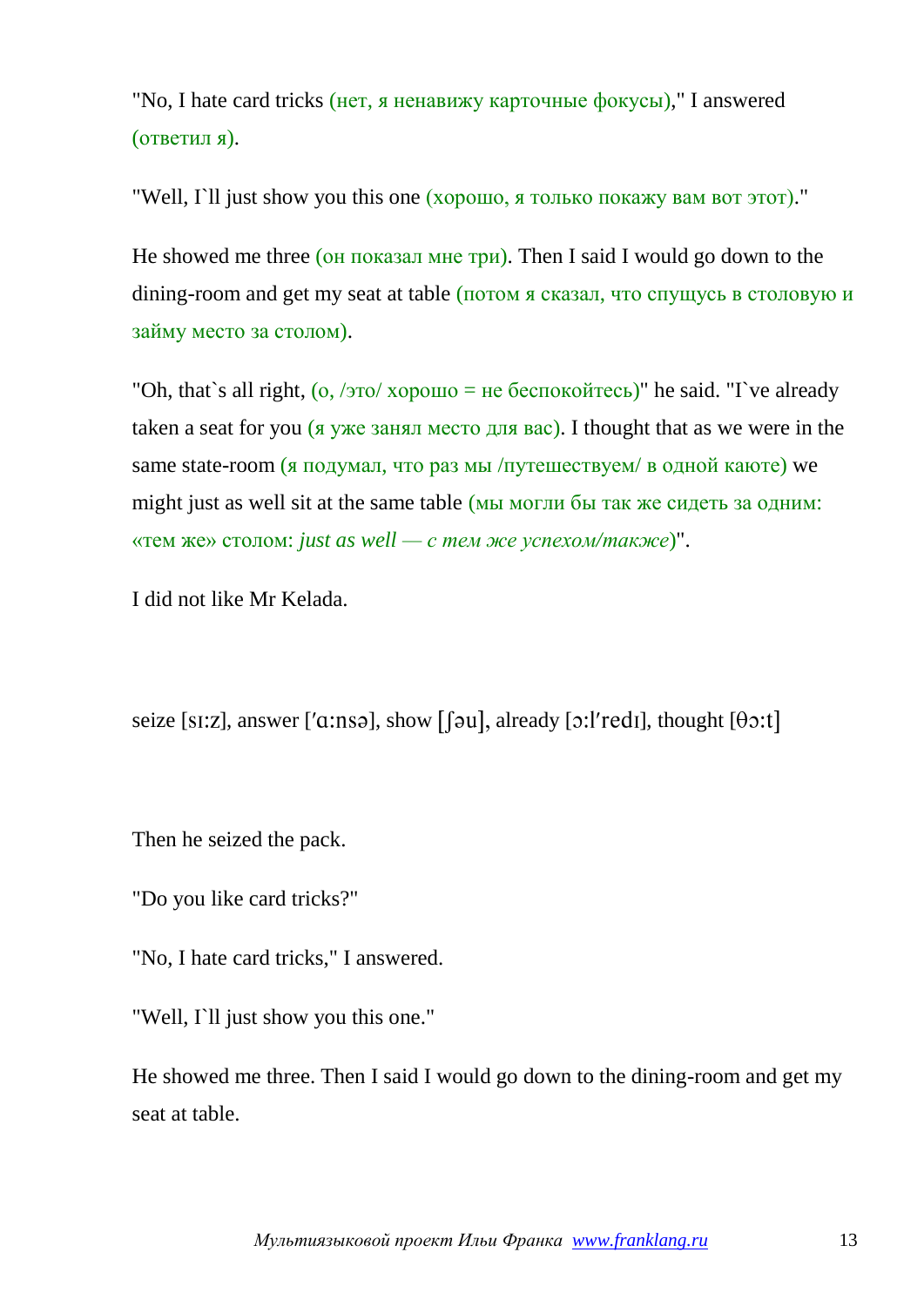"No, I hate card tricks (нет, я ненавижу карточные фокусы)," I answered (ответил я).

"Well, I`ll just show you this one (хорошо, я только покажу вам вот этот)."

He showed me three (он показал мне три). Then I said I would go down to the dining-room and get my seat at table (потом я сказал, что спущусь в столовую и займу место за столом).

"Oh, that`s all right, (о, /это/ хорошо = не беспокойтесь)" he said. "I`ve already taken a seat for you (я уже занял место для вас). I thought that as we were in the same state-room (я подумал, что раз мы /путешествуем/ в одной каюте) we might just as well sit at the same table (мы могли бы так же сидеть за одним: «тем же» столом: *just as well — с тем же успехом/также*)".

I did not like Mr Kelada.

seize [sɪ:z], answer [ˈɑ:nsə], show [ʃəu], already [ɔ:lˈredɪ], thought [θɔ:t]

Then he seized the pack.

"Do you like card tricks?"

"No, I hate card tricks," I answered.

"Well, I`ll just show you this one."

He showed me three. Then I said I would go down to the dining-room and get my seat at table.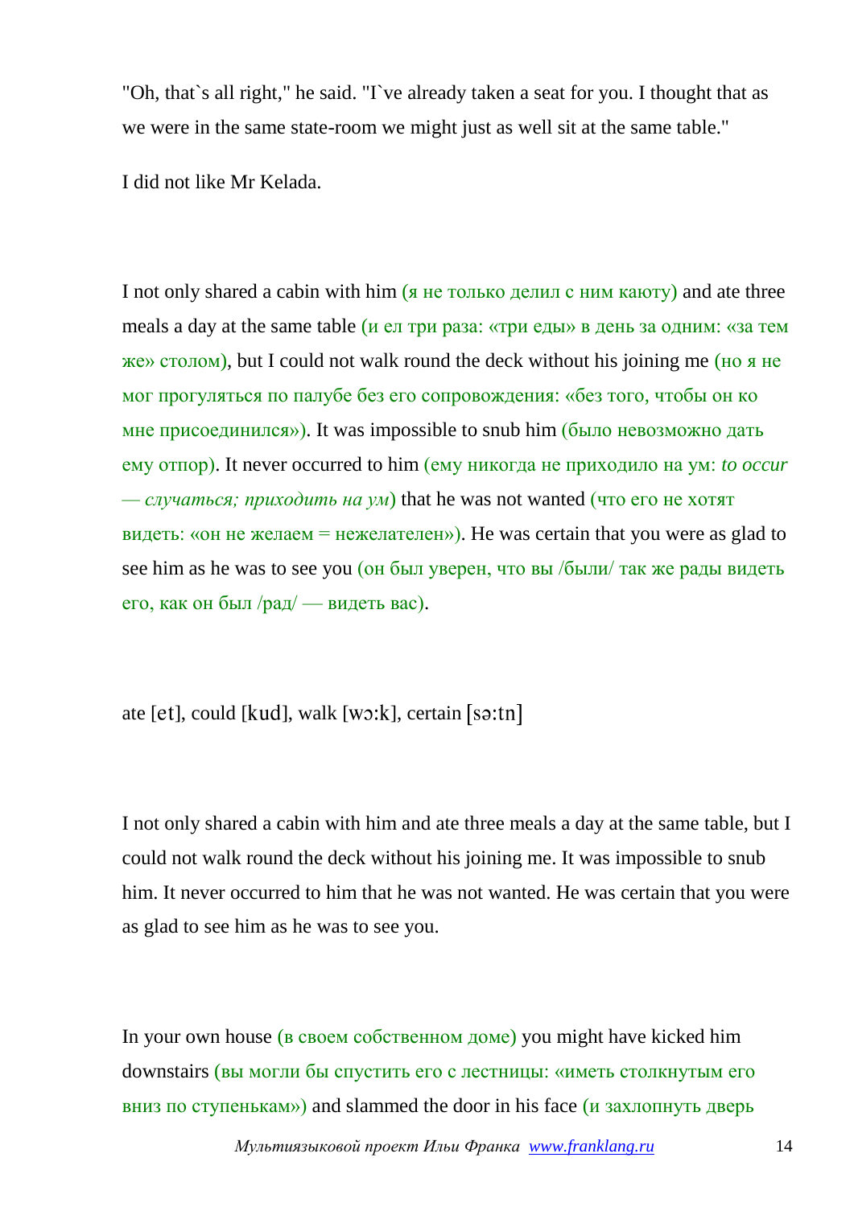"Oh, that`s all right," he said. "I`ve already taken a seat for you. I thought that as we were in the same state-room we might just as well sit at the same table."

I did not like Mr Kelada.

I not only shared a cabin with him (я не только делил с ним каюту) and ate three meals a day at the same table (и ел три раза: «три еды» в день за одним: «за тем же» столом), but I could not walk round the deck without his joining me (но я не мог прогуляться по палубе без его сопровождения: «без того, чтобы он ко мне присоединился»). It was impossible to snub him (было невозможно дать ему отпор). It never occurred to him (ему никогда не приходило на ум: *to occur — случаться; приходить на ум*) that he was not wanted (что его не хотят видеть: «он не желаем = нежелателен»). He was certain that you were as glad to see him as he was to see you (он был уверен, что вы /были/ так же рады видеть его, как он был /рад/ — видеть вас).

ate [et], could [kud], walk [wɔ:k], certain [sə:tn]

I not only shared a cabin with him and ate three meals a day at the same table, but I could not walk round the deck without his joining me. It was impossible to snub him. It never occurred to him that he was not wanted. He was certain that you were as glad to see him as he was to see you.

In your own house (в своем собственном доме) you might have kicked him downstairs (вы могли бы спустить его с лестницы: «иметь столкнутым его вниз по ступенькам») and slammed the door in his face (и захлопнуть дверь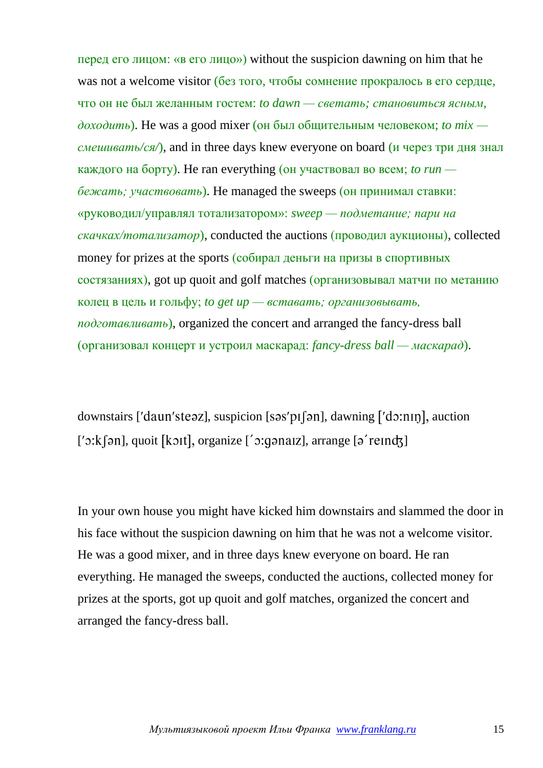перед его лицом: «в его лицо») without the suspicion dawning on him that he was not a welcome visitor (без того, чтобы сомнение прокралось в его сердце, что он не был желанным гостем: *to dawn — светать; становиться ясным, доходить*). He was a good mixer (он был общительным человеком; *to mix — смешивать/ся/*), and in three days knew everyone on board (и через три дня знал каждого на борту). He ran everything (он участвовал во всем; *to run — бежать; участвовать*). He managed the sweeps (он принимал ставки: «руководил/управлял тотализатором»: *sweep — подметание; пари на скачках/тотализатор*), conducted the auctions (проводил аукционы), collected money for prizes at the sports (собирал деньги на призы в спортивных состязаниях), got up quoit and golf matches (организовывал матчи по метанию колец в цель и гольфу; *to get up — вставать; организовывать, подготавливать*), organized the concert and arranged the fancy-dress ball (организовал концерт и устроил маскарад: *fancy-dress ball — маскарад*).

downstairs [ˈdaunˈsteəz], suspicion [səsˈpɪʃən], dawning [ˈdɔːnɪŋ], auction [ˈɔːkʃən], quoit [kɔɪt], organize [ˊɔːgənaɪz], arrange [əˊreɪnʤ]

In your own house you might have kicked him downstairs and slammed the door in his face without the suspicion dawning on him that he was not a welcome visitor. He was a good mixer, and in three days knew everyone on board. He ran everything. He managed the sweeps, conducted the auctions, collected money for prizes at the sports, got up quoit and golf matches, organized the concert and arranged the fancy-dress ball.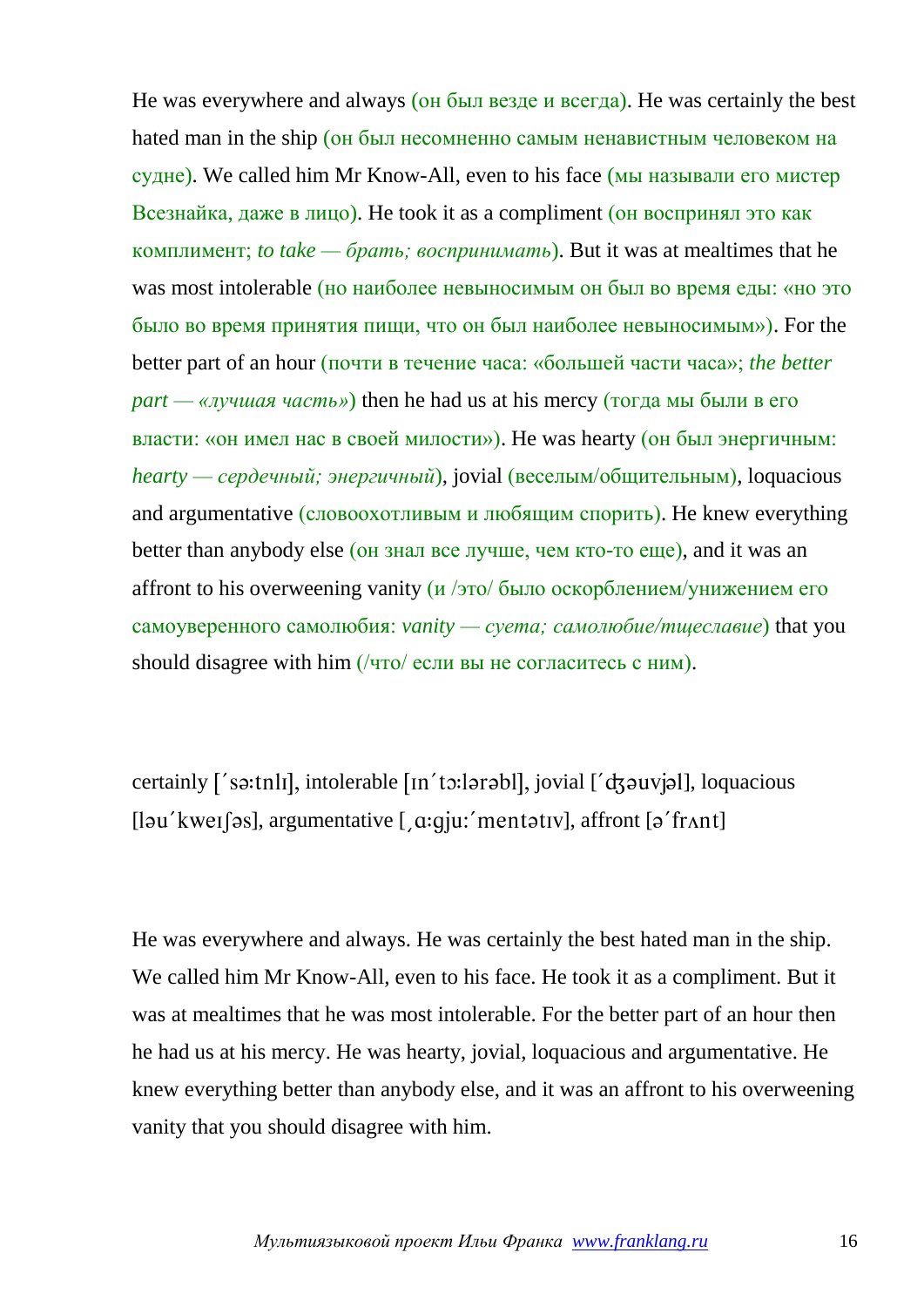He was everywhere and always (он был везде и всегда). He was certainly the best hated man in the ship (он был несомненно самым ненавистным человеком на судне). We called him Mr Know-All, even to his face (мы называли его мистер Всезнайка, даже в лицо). He took it as a compliment (он воспринял это как комплимент; *to take — брать; воспринимать*). But it was at mealtimes that he was most intolerable (но наиболее невыносимым он был во время еды: «но это было во время принятия пищи, что он был наиболее невыносимым»). For the better part of an hour (почти в течение часа: «большей части часа»; *the better part — «лучшая часть»*) then he had us at his mercy (тогда мы были в его власти: «он имел нас в своей милости»). He was hearty (он был энергичным: *hearty — сердечный; энергичный*), jovial (веселым/общительным), loquacious and argumentative (словоохотливым и любящим спорить). He knew everything better than anybody else (он знал все лучше, чем кто-то еще), and it was an affront to his overweening vanity (и /это/ было оскорблением/унижением его самоуверенного самолюбия: *vanity — суета; самолюбие/тщеславие*) that you should disagree with him (/что/ если вы не согласитесь с ним).

certainly [ˊsəːtnlɪ], intolerable [ɪnˊtɔːlərəbl], jovial [ˊʤəuvjəl], loquacious [ləuˊkweɪʃəs], argumentative [ˌɑːgjuːˊmentətɪv], affront [əˊfrʌnt]

He was everywhere and always. He was certainly the best hated man in the ship. We called him Mr Know-All, even to his face. He took it as a compliment. But it was at mealtimes that he was most intolerable. For the better part of an hour then he had us at his mercy. He was hearty, jovial, loquacious and argumentative. He knew everything better than anybody else, and it was an affront to his overweening vanity that you should disagree with him.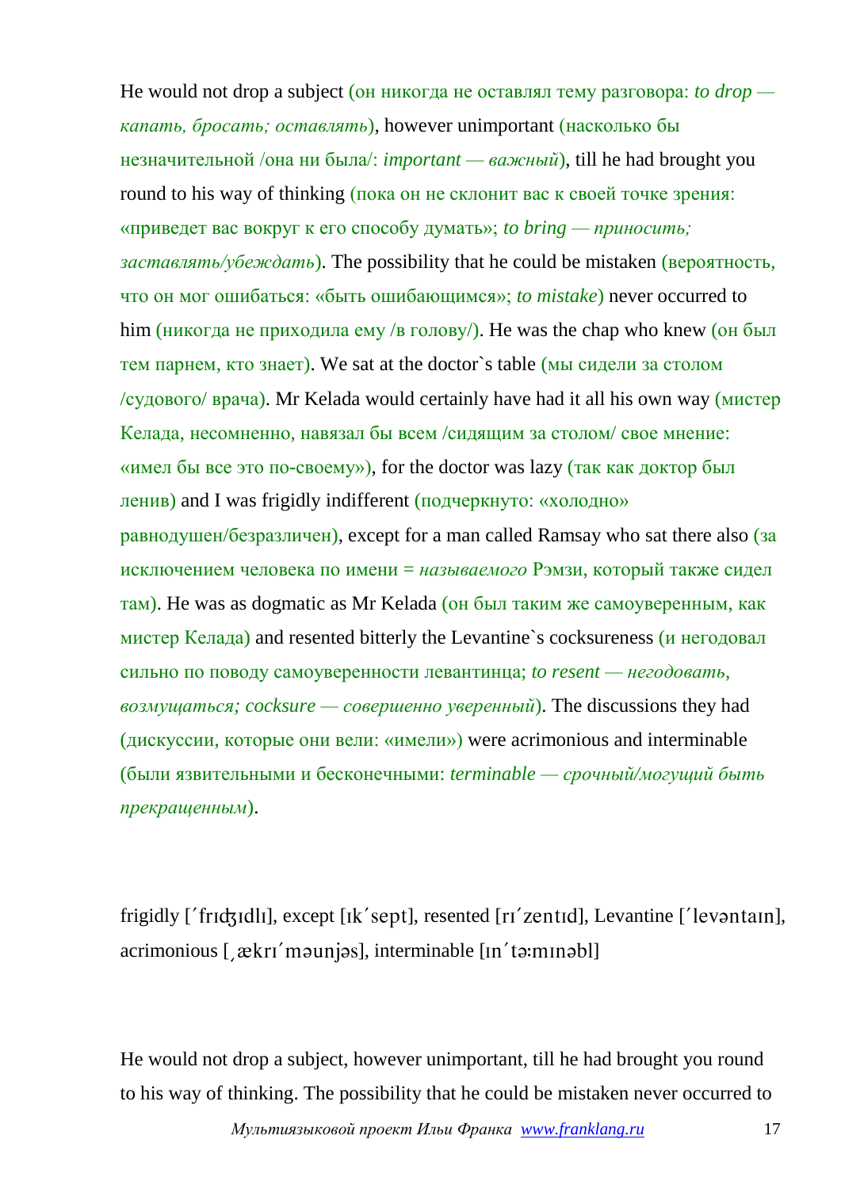He would not drop a subject (он никогда не оставлял тему разговора: *to drop — капать, бросать; оставлять*), however unimportant (насколько бы незначительной /она ни была/: *important — важный*), till he had brought you round to his way of thinking (пока он не склонит вас к своей точке зрения: «приведет вас вокруг к его способу думать»; *to bring — приносить; заставлять/убеждать*). The possibility that he could be mistaken (вероятность, что он мог ошибаться: «быть ошибающимся»; *to mistake*) never occurred to him (никогда не приходила ему /в голову/). He was the chap who knew (он был тем парнем, кто знает). We sat at the doctor`s table (мы сидели за столом /судового/ врача). Mr Kelada would certainly have had it all his own way (мистер Келада, несомненно, навязал бы всем /сидящим за столом/ свое мнение: «имел бы все это по-своему»), for the doctor was lazy (так как доктор был ленив) and I was frigidly indifferent (подчеркнуто: «холодно» равнодушен/безразличен), except for a man called Ramsay who sat there also (за исключением человека по имени = *называемого* Рэмзи, который также сидел там). He was as dogmatic as Mr Kelada (он был таким же самоуверенным, как мистер Келада) and resented bitterly the Levantine`s cocksureness (и негодовал сильно по поводу самоуверенности левантинца; *to resent — негодовать, возмущаться; cocksure — совершенно уверенный*). The discussions they had (дискуссии, которые они вели: «имели») were acrimonious and interminable (были язвительными и бесконечными: *terminable — срочный/могущий быть прекращенным*).

frigidly [´frɪʤɪdlɪ], except [ɪk´sept], resented [rɪ´zentɪd], Levantine [´levəntaɪn], acrimonious [ˌækrɪ´məunjəs], interminable [ɪn´tə:mɪnəbl]

He would not drop a subject, however unimportant, till he had brought you round to his way of thinking. The possibility that he could be mistaken never occurred to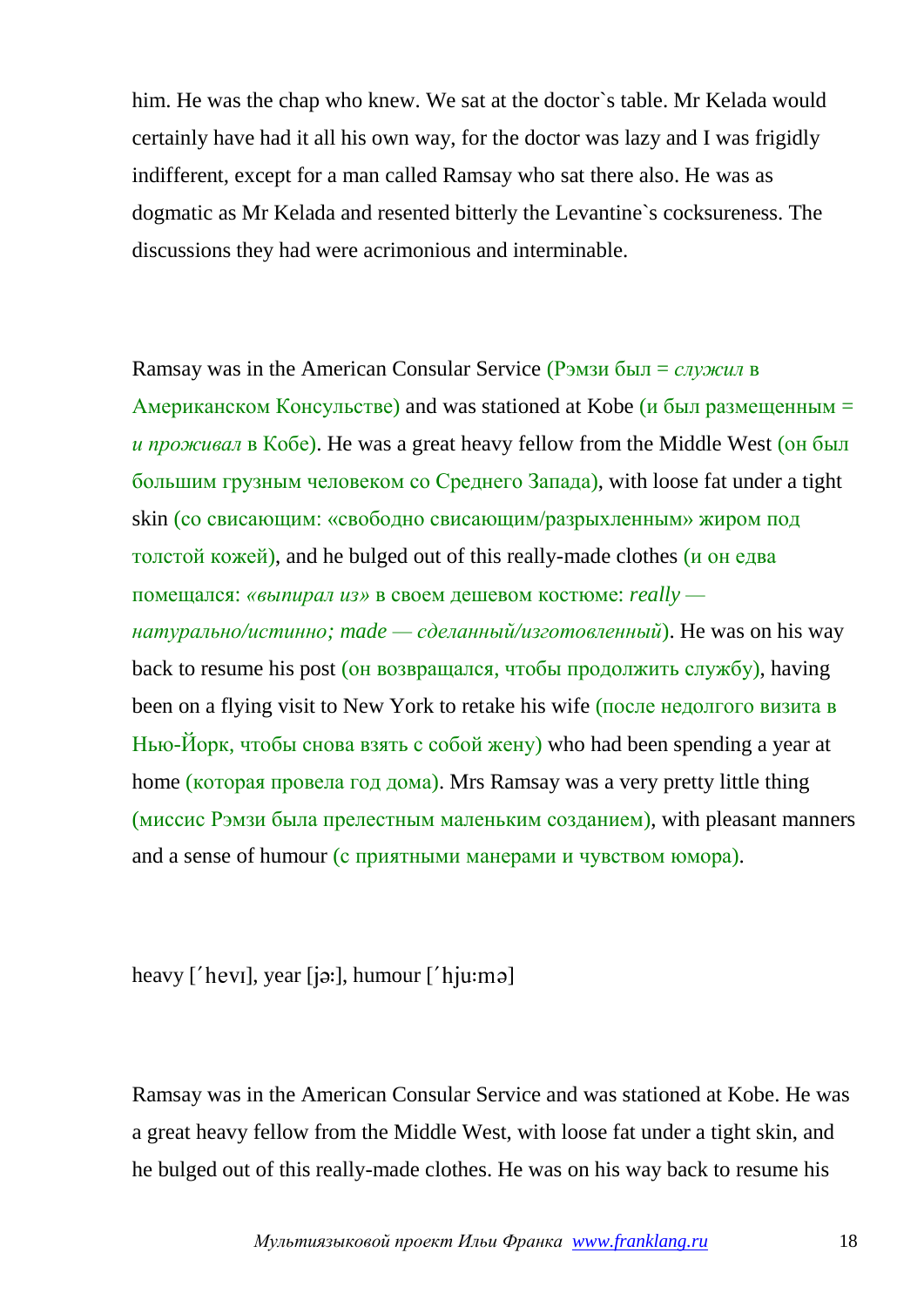him. He was the chap who knew. We sat at the doctor`s table. Mr Kelada would certainly have had it all his own way, for the doctor was lazy and I was frigidly indifferent, except for a man called Ramsay who sat there also. He was as dogmatic as Mr Kelada and resented bitterly the Levantine`s cocksureness. The discussions they had were acrimonious and interminable.

Ramsay was in the American Consular Service (Рэмзи был = *служил* в Американском Консульстве) and was stationed at Kobe (и был размещенным = *и проживал* в Кобе). He was a great heavy fellow from the Middle West (он был большим грузным человеком со Среднего Запада), with loose fat under a tight skin (со свисающим: «свободно свисающим/разрыхленным» жиром под толстой кожей), and he bulged out of this really-made clothes (и он едва помещался: *«выпирал из»* в своем дешевом костюме: *really — натурально/истинно; made — сделанный/изготовленный*). He was on his way back to resume his post (он возвращался, чтобы продолжить службу), having been on a flying visit to New York to retake his wife (после недолгого визита в Нью-Йорк, чтобы снова взять с собой жену) who had been spending a year at home (которая провела год дома). Mrs Ramsay was a very pretty little thing (миссис Рэмзи была прелестным маленьким созданием), with pleasant manners and a sense of humour (с приятными манерами и чувством юмора).

heavy [ˊhevɪ], year [jə:], humour [ˊhju:mə]

Ramsay was in the American Consular Service and was stationed at Kobe. He was a great heavy fellow from the Middle West, with loose fat under a tight skin, and he bulged out of this really-made clothes. He was on his way back to resume his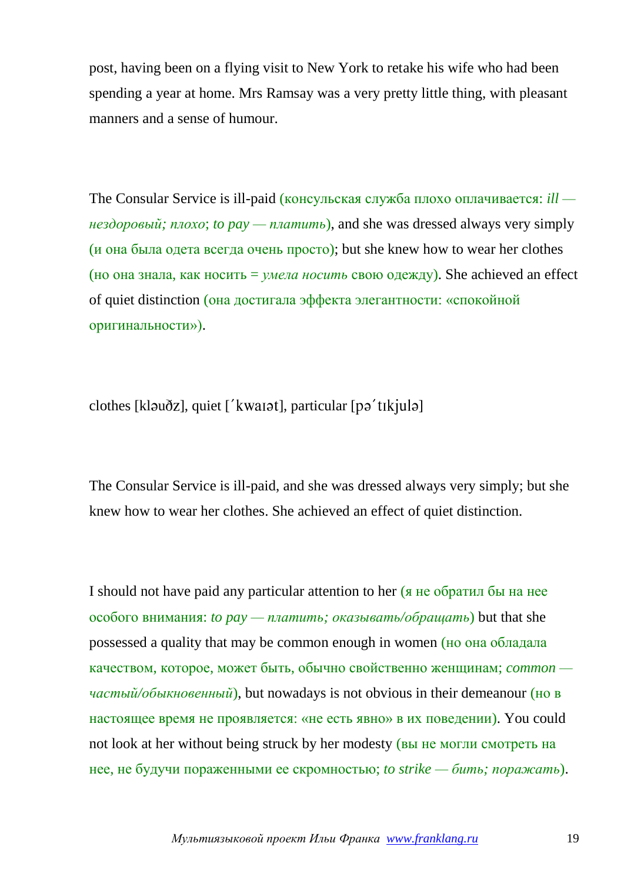post, having been on a flying visit to New York to retake his wife who had been spending a year at home. Mrs Ramsay was a very pretty little thing, with pleasant manners and a sense of humour.

The Consular Service is ill-paid (консульская служба плохо оплачивается: *ill — нездоровый; плохо*; *to pay — платить*), and she was dressed always very simply (и она была одета всегда очень просто); but she knew how to wear her clothes (но она знала, как носить = *умела носить* свою одежду). She achieved an effect of quiet distinction (она достигала эффекта элегантности: «спокойной оригинальности»).

clothes [kləuðz], quiet [ˊkwaɪət], particular [pəˊtɪkjulə]

The Consular Service is ill-paid, and she was dressed always very simply; but she knew how to wear her clothes. She achieved an effect of quiet distinction.

I should not have paid any particular attention to her (я не обратил бы на нее особого внимания: *to pay — платить; оказывать/обращать*) but that she possessed a quality that may be common enough in women (но она обладала качеством, которое, может быть, обычно свойственно женщинам; *common — частый/обыкновенный*), but nowadays is not obvious in their demeanour (но в настоящее время не проявляется: «не есть явно» в их поведении). You could not look at her without being struck by her modesty (вы не могли смотреть на нее, не будучи пораженными ее скромностью; *to strike — бить; поражать*).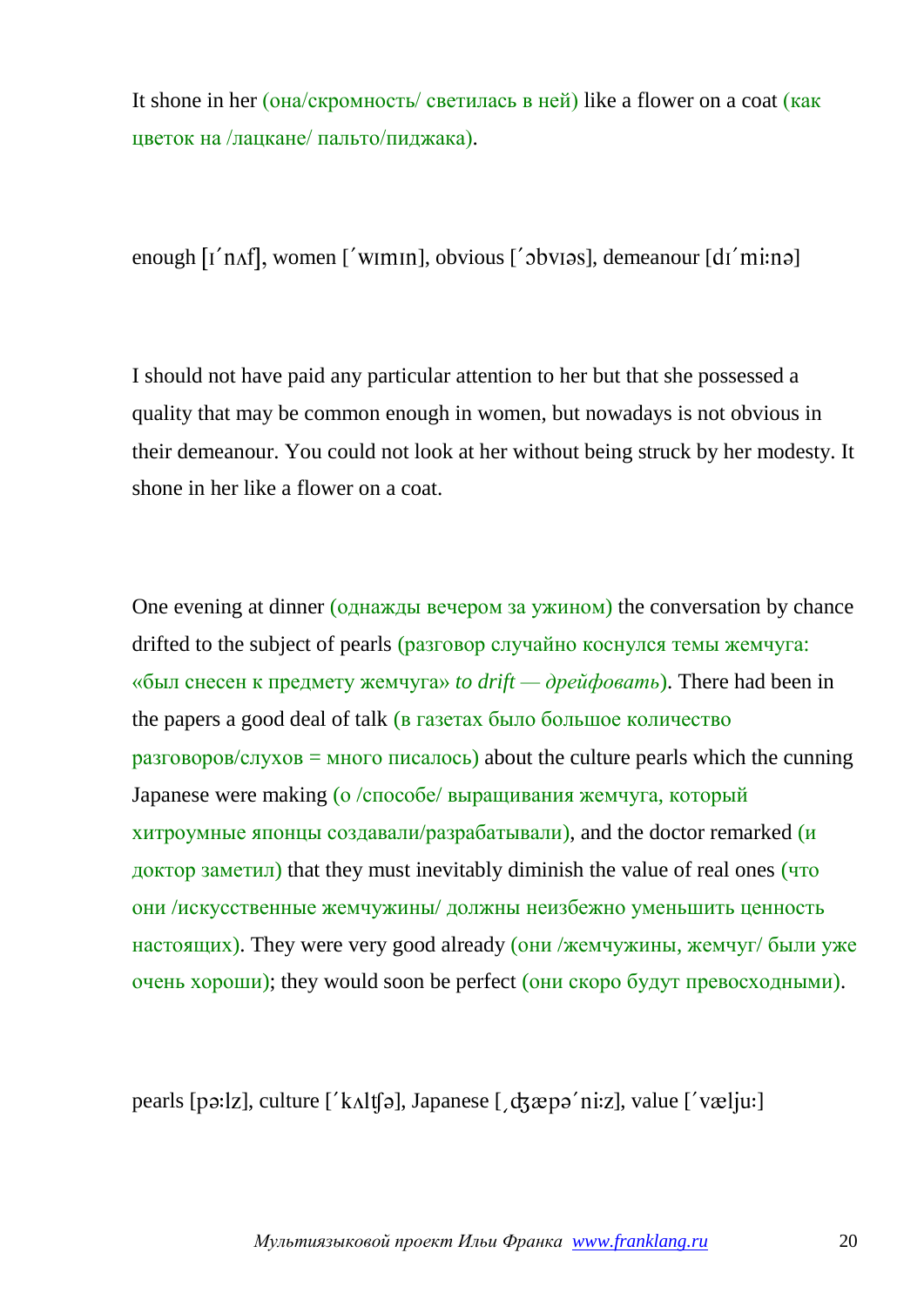It shone in her (она/скромность/ светилась в ней) like a flower on a coat (как цветок на /лацкане/ пальто/пиджака).

enough [ɪˊnʌf], women [ˊwɪmɪn], obvious [ˊɔbvɪəs], demeanour [dɪˊmiːnə]

I should not have paid any particular attention to her but that she possessed a quality that may be common enough in women, but nowadays is not obvious in their demeanour. You could not look at her without being struck by her modesty. It shone in her like a flower on a coat.

One evening at dinner (однажды вечером за ужином) the conversation by chance drifted to the subject of pearls (разговор случайно коснулся темы жемчуга: «был снесен к предмету жемчуга» *to drift — дрейфовать*). There had been in the papers a good deal of talk (в газетах было большое количество разговоров/слухов = много писалось) about the culture pearls which the cunning Japanese were making (о /способе/ выращивания жемчуга, который хитроумные японцы создавали/разрабатывали), and the doctor remarked (и доктор заметил) that they must inevitably diminish the value of real ones (что они /искусственные жемчужины/ должны неизбежно уменьшить ценность настоящих). They were very good already (они /жемчужины, жемчуг/ были уже очень хороши); they would soon be perfect (они скоро будут превосходными).

pearls [pəːlz], culture [ˊkʌlʧə], Japanese [ˏʤæpəˊniːz], value [ˊvæljuː]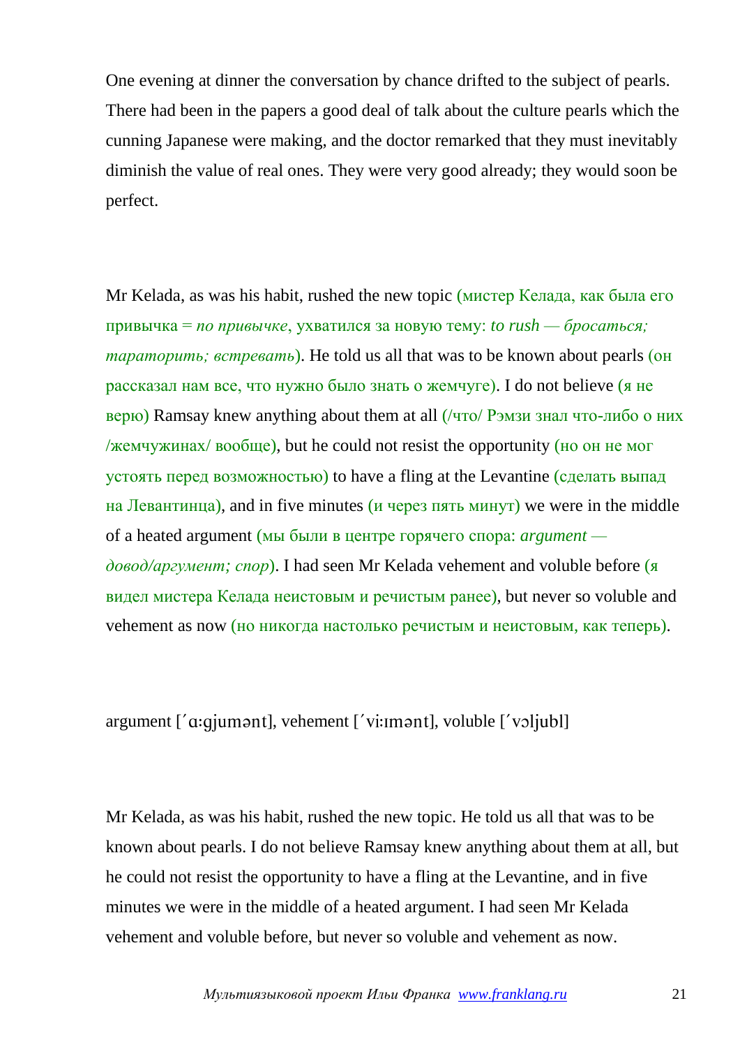One evening at dinner the conversation by chance drifted to the subject of pearls. There had been in the papers a good deal of talk about the culture pearls which the cunning Japanese were making, and the doctor remarked that they must inevitably diminish the value of real ones. They were very good already; they would soon be perfect.

Mr Kelada, as was his habit, rushed the new topic (мистер Келада, как была его привычка = *по привычке*, ухватился за новую тему: *to rush — бросаться; тараторить; встревать*). He told us all that was to be known about pearls (он рассказал нам все, что нужно было знать о жемчуге). I do not believe (я не верю) Ramsay knew anything about them at all (/что/ Рэмзи знал что-либо о них /жемчужинах/ вообще), but he could not resist the opportunity (но он не мог устоять перед возможностью) to have a fling at the Levantine (сделать выпад на Левантинца), and in five minutes (и через пять минут) we were in the middle of a heated argument (мы были в центре горячего спора: *argument — довод/аргумент; спор*). I had seen Mr Kelada vehement and voluble before (я видел мистера Келада неистовым и речистым ранее), but never so voluble and vehement as now (но никогда настолько речистым и неистовым, как теперь).

argument [ˊɑːgjumənt], vehement [ˊviːɪmənt], voluble [ˊvɔljubl]

Mr Kelada, as was his habit, rushed the new topic. He told us all that was to be known about pearls. I do not believe Ramsay knew anything about them at all, but he could not resist the opportunity to have a fling at the Levantine, and in five minutes we were in the middle of a heated argument. I had seen Mr Kelada vehement and voluble before, but never so voluble and vehement as now.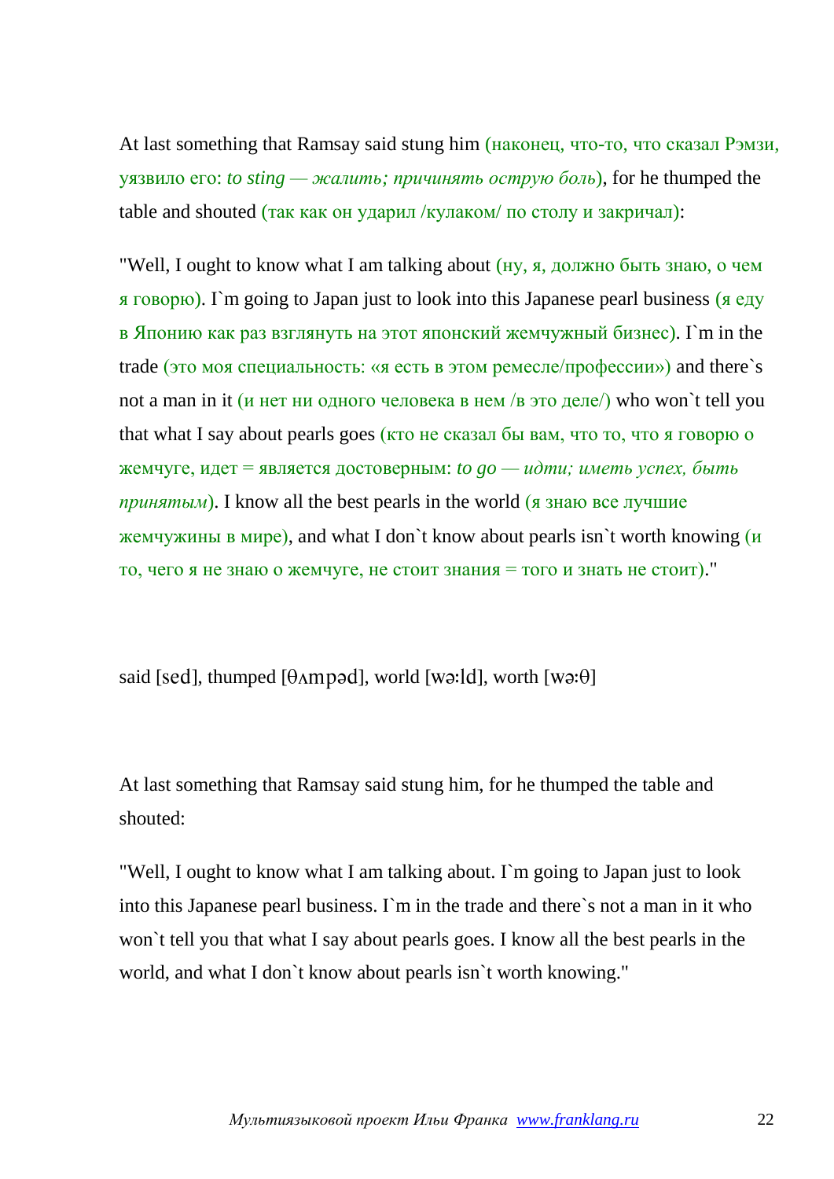At last something that Ramsay said stung him (наконец, что-то, что сказал Рэмзи, уязвило его: *to sting — жалить; причинять острую боль*), for he thumped the table and shouted (так как он ударил /кулаком/ по столу и закричал):

"Well, I ought to know what I am talking about (ну, я, должно быть знаю, о чем я говорю). I`m going to Japan just to look into this Japanese pearl business (я еду в Японию как раз взглянуть на этот японский жемчужный бизнес). I`m in the trade (это моя специальность: «я есть в этом ремесле/профессии») and there`s not a man in it (и нет ни одного человека в нем /в это деле/) who won`t tell you that what I say about pearls goes (кто не сказал бы вам, что то, что я говорю о жемчуге, идет = является достоверным: *to go — идти; иметь успех, быть принятым*). I know all the best pearls in the world (я знаю все лучшие жемчужины в мире), and what I don`t know about pearls isn`t worth knowing (и то, чего я не знаю о жемчуге, не стоит знания = того и знать не стоит)."

said [sed], thumped [θʌmpəd], world [wə:ld], worth [wə:θ]

At last something that Ramsay said stung him, for he thumped the table and shouted:

"Well, I ought to know what I am talking about. I`m going to Japan just to look into this Japanese pearl business. I`m in the trade and there`s not a man in it who won`t tell you that what I say about pearls goes. I know all the best pearls in the world, and what I don`t know about pearls isn`t worth knowing."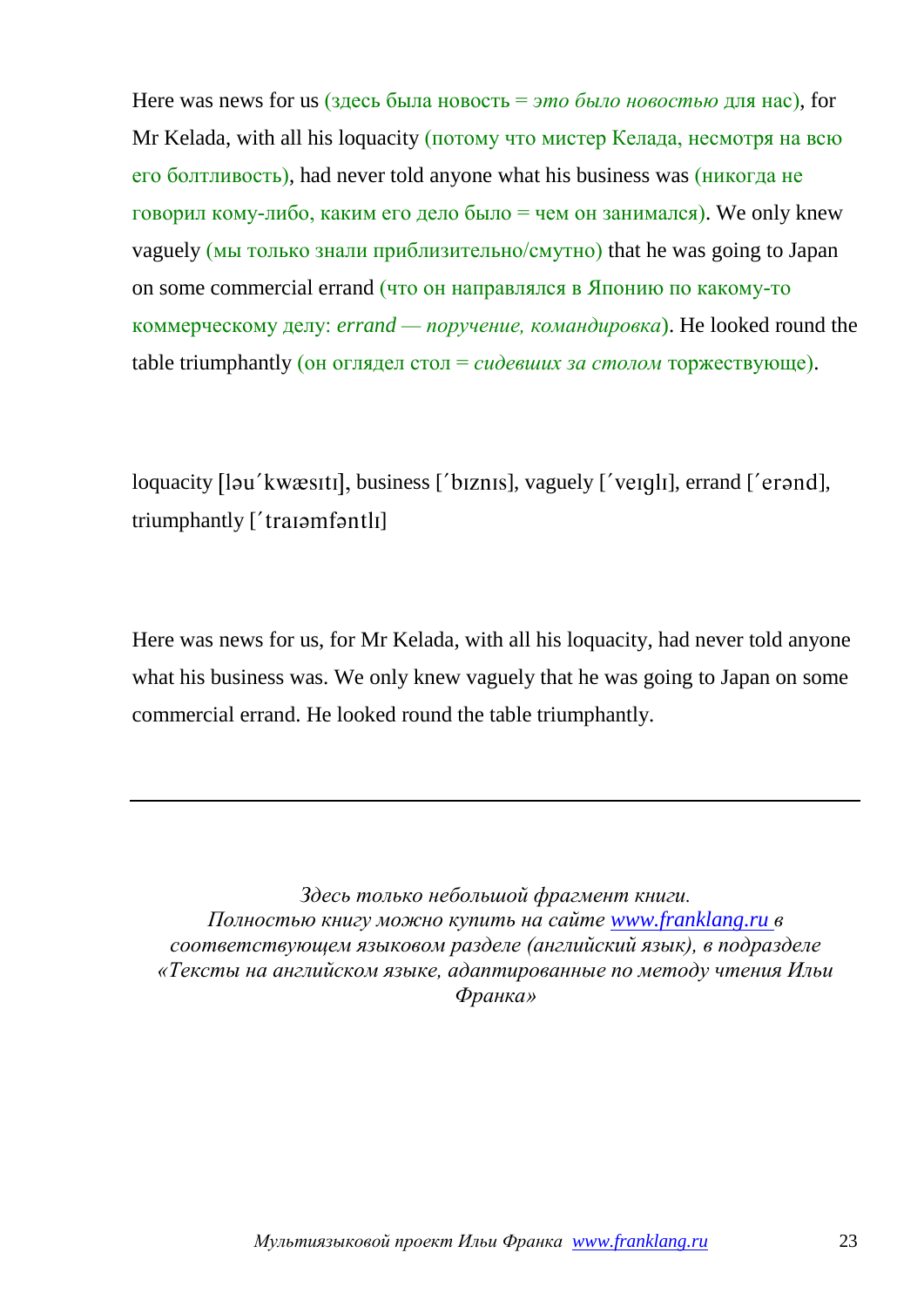Here was news for us (здесь была новость = *это было новостью* для нас), for Mr Kelada, with all his loquacity (потому что мистер Келада, несмотря на всю его болтливость), had never told anyone what his business was (никогда не говорил кому-либо, каким его дело было = чем он занимался). We only knew vaguely (мы только знали приблизительно/смутно) that he was going to Japan on some commercial errand (что он направлялся в Японию по какому-то коммерческому делу: *errand — поручение, командировка*). He looked round the table triumphantly (он оглядел стол = *сидевших за столом* торжествующе).

loquacity [ləu´kwæsɪtɪ], business [´bɪznɪs], vaguely [´veɪglɪ], errand [´erənd], triumphantly [´traɪəmfəntlɪ]

Here was news for us, for Mr Kelada, with all his loquacity, had never told anyone what his business was. We only knew vaguely that he was going to Japan on some commercial errand. He looked round the table triumphantly.

---

*Здесь только небольшой фрагмент книги.*
*Полностью книгу можно купить на сайте www.franklang.ru в соответствующем языковом разделе (английский язык), в подразделе «Тексты на английском языке, адаптированные по методу чтения Ильи Франка»*